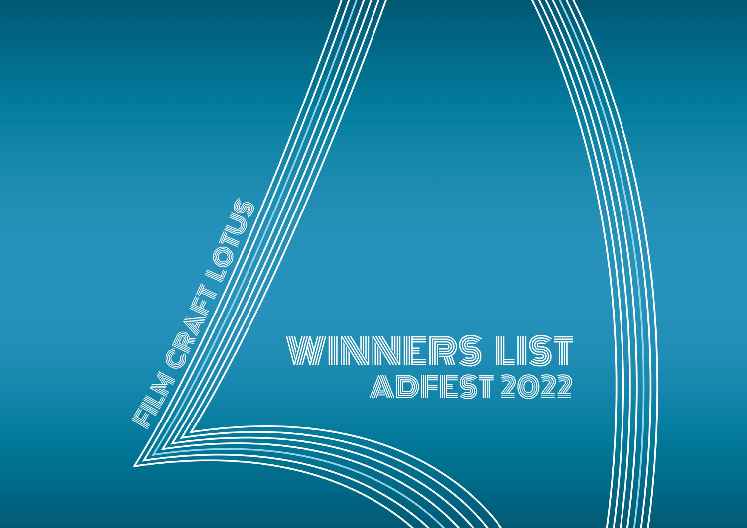FILM CRAFT LOTUS

# WINNERS LIST
## ADFEST 2022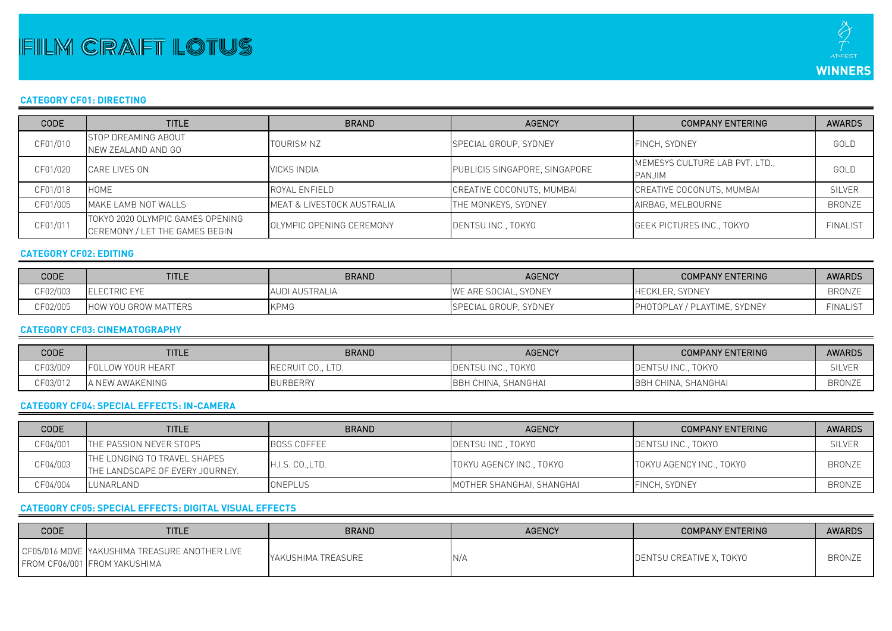# FILM CRAFT LOTUS

ADFEST **WINNERS**

### CATEGORY CF01: DIRECTING

| CODE | TITLE | BRAND | AGENCY | COMPANY ENTERING | AWARDS |
|---|---|---|---|---|---|
| CF01/010 | STOP DREAMING ABOUT NEW ZEALAND AND GO | TOURISM NZ | SPECIAL GROUP, SYDNEY | FINCH, SYDNEY | GOLD |
| CF01/020 | CARE LIVES ON | VICKS INDIA | PUBLICIS SINGAPORE, SINGAPORE | MEMESYS CULTURE LAB PVT. LTD., PANJIM | GOLD |
| CF01/018 | HOME | ROYAL ENFIELD | CREATIVE COCONUTS, MUMBAI | CREATIVE COCONUTS, MUMBAI | SILVER |
| CF01/005 | MAKE LAMB NOT WALLS | MEAT & LIVESTOCK AUSTRALIA | THE MONKEYS, SYDNEY | AIRBAG, MELBOURNE | BRONZE |
| CF01/011 | TOKYO 2020 OLYMPIC GAMES OPENING CEREMONY / LET THE GAMES BEGIN | OLYMPIC OPENING CEREMONY | DENTSU INC., TOKYO | GEEK PICTURES INC., TOKYO | FINALIST |

### CATEGORY CF02: EDITING

| CODE | TITLE | BRAND | AGENCY | COMPANY ENTERING | AWARDS |
|---|---|---|---|---|---|
| CF02/003 | ELECTRIC EYE | AUDI AUSTRALIA | WE ARE SOCIAL, SYDNEY | HECKLER, SYDNEY | BRONZE |
| CF02/005 | HOW YOU GROW MATTERS | KPMG | SPECIAL GROUP, SYDNEY | PHOTOPLAY / PLAYTIME, SYDNEY | FINALIST |

### CATEGORY CF03: CINEMATOGRAPHY

| CODE | TITLE | BRAND | AGENCY | COMPANY ENTERING | AWARDS |
|---|---|---|---|---|---|
| CF03/009 | FOLLOW YOUR HEART | RECRUIT CO., LTD. | DENTSU INC., TOKYO | DENTSU INC., TOKYO | SILVER |
| CF03/012 | A NEW AWAKENING | BURBERRY | BBH CHINA, SHANGHAI | BBH CHINA, SHANGHAI | BRONZE |

### CATEGORY CF04: SPECIAL EFFECTS: IN-CAMERA

| CODE | TITLE | BRAND | AGENCY | COMPANY ENTERING | AWARDS |
|---|---|---|---|---|---|
| CF04/001 | THE PASSION NEVER STOPS | BOSS COFFEE | DENTSU INC., TOKYO | DENTSU INC., TOKYO | SILVER |
| CF04/003 | THE LONGING TO TRAVEL SHAPES THE LANDSCAPE OF EVERY JOURNEY. | H.I.S. CO.,LTD. | TOKYU AGENCY INC., TOKYO | TOKYU AGENCY INC., TOKYO | BRONZE |
| CF04/004 | LUNARLAND | ONEPLUS | MOTHER SHANGHAI, SHANGHAI | FINCH, SYDNEY | BRONZE |

### CATEGORY CF05: SPECIAL EFFECTS: DIGITAL VISUAL EFFECTS

| CODE | TITLE | BRAND | AGENCY | COMPANY ENTERING | AWARDS |
|---|---|---|---|---|---|
| CF05/016 MOVE FROM CF06/001 | YAKUSHIMA TREASURE ANOTHER LIVE FROM YAKUSHIMA | YAKUSHIMA TREASURE | N/A | DENTSU CREATIVE X, TOKYO | BRONZE |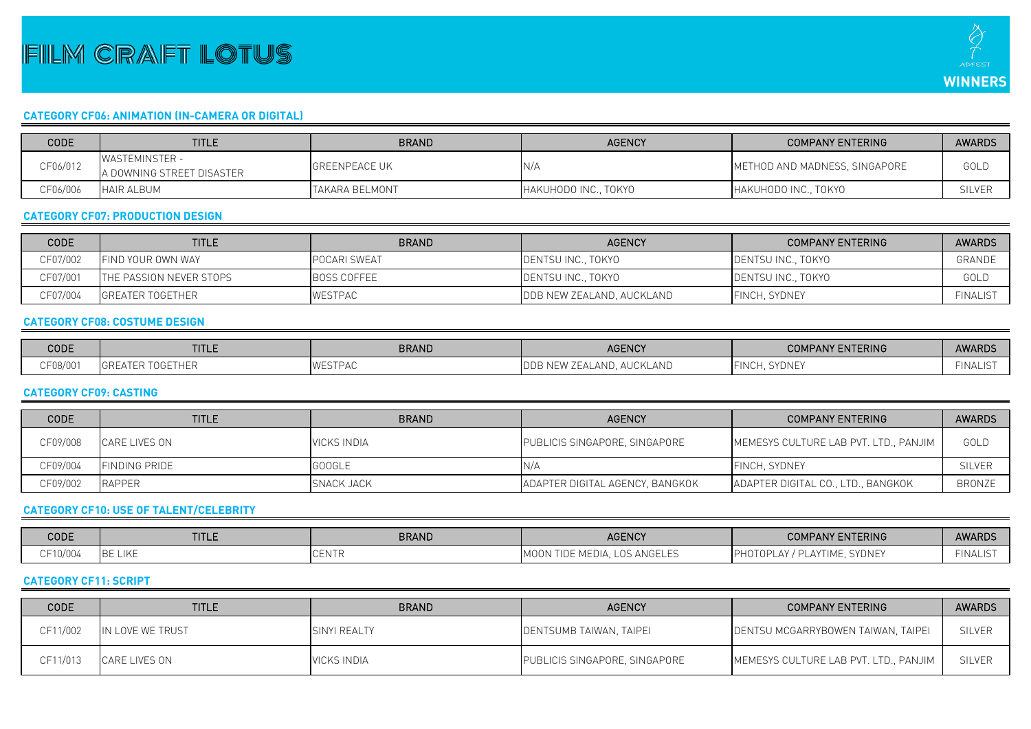# FILM CRAFT LOTUS

ADFEST **WINNERS**

### CATEGORY CF06: ANIMATION (IN-CAMERA OR DIGITAL)

| CODE | TITLE | BRAND | AGENCY | COMPANY ENTERING | AWARDS |
|---|---|---|---|---|---|
| CF06/012 | WASTEMINSTER - A DOWNING STREET DISASTER | GREENPEACE UK | N/A | METHOD AND MADNESS, SINGAPORE | GOLD |
| CF06/006 | HAIR ALBUM | TAKARA BELMONT | HAKUHODO INC., TOKYO | HAKUHODO INC., TOKYO | SILVER |

### CATEGORY CF07: PRODUCTION DESIGN

| CODE | TITLE | BRAND | AGENCY | COMPANY ENTERING | AWARDS |
|---|---|---|---|---|---|
| CF07/002 | FIND YOUR OWN WAY | POCARI SWEAT | DENTSU INC., TOKYO | DENTSU INC., TOKYO | GRANDE |
| CF07/001 | THE PASSION NEVER STOPS | BOSS COFFEE | DENTSU INC., TOKYO | DENTSU INC., TOKYO | GOLD |
| CF07/004 | GREATER TOGETHER | WESTPAC | DDB NEW ZEALAND, AUCKLAND | FINCH, SYDNEY | FINALIST |

### CATEGORY CF08: COSTUME DESIGN

| CODE | TITLE | BRAND | AGENCY | COMPANY ENTERING | AWARDS |
|---|---|---|---|---|---|
| CF08/001 | GREATER TOGETHER | WESTPAC | DDB NEW ZEALAND, AUCKLAND | FINCH, SYDNEY | FINALIST |

### CATEGORY CF09: CASTING

| CODE | TITLE | BRAND | AGENCY | COMPANY ENTERING | AWARDS |
|---|---|---|---|---|---|
| CF09/008 | CARE LIVES ON | VICKS INDIA | PUBLICIS SINGAPORE, SINGAPORE | MEMESYS CULTURE LAB PVT. LTD., PANJIM | GOLD |
| CF09/004 | FINDING PRIDE | GOOGLE | N/A | FINCH, SYDNEY | SILVER |
| CF09/002 | RAPPER | SNACK JACK | ADAPTER DIGITAL AGENCY, BANGKOK | ADAPTER DIGITAL CO., LTD., BANGKOK | BRONZE |

### CATEGORY CF10: USE OF TALENT/CELEBRITY

| CODE | TITLE | BRAND | AGENCY | COMPANY ENTERING | AWARDS |
|---|---|---|---|---|---|
| CF10/004 | BE LIKE | CENTR | MOON TIDE MEDIA, LOS ANGELES | PHOTOPLAY / PLAYTIME, SYDNEY | FINALIST |

### CATEGORY CF11: SCRIPT

| CODE | TITLE | BRAND | AGENCY | COMPANY ENTERING | AWARDS |
|---|---|---|---|---|---|
| CF11/002 | IN LOVE WE TRUST | SINYI REALTY | DENTSUMB TAIWAN, TAIPEI | DENTSU MCGARRYBOWEN TAIWAN, TAIPEI | SILVER |
| CF11/013 | CARE LIVES ON | VICKS INDIA | PUBLICIS SINGAPORE, SINGAPORE | MEMESYS CULTURE LAB PVT. LTD., PANJIM | SILVER |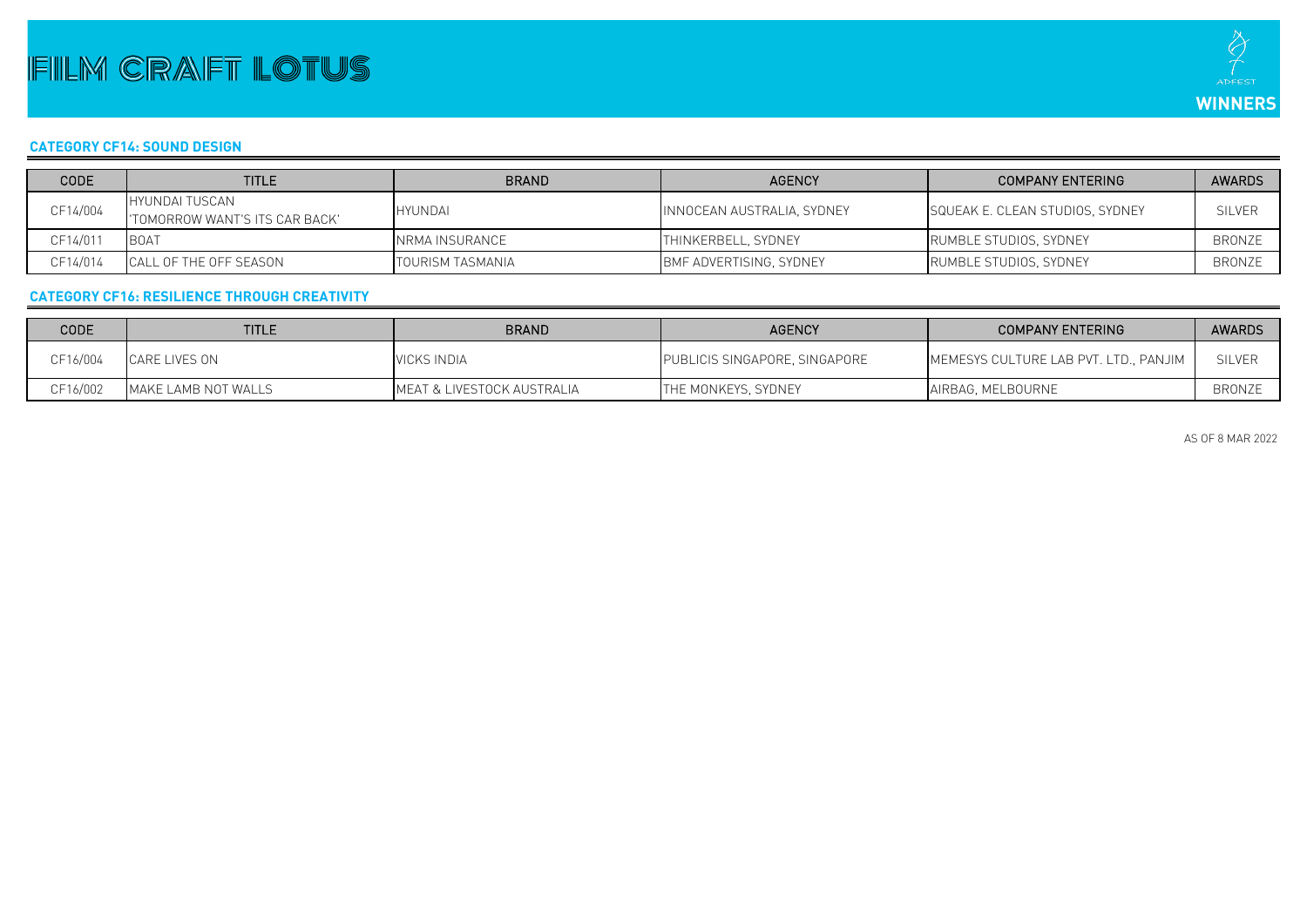# FILM CRAFT LOTUS

ADFEST **WINNERS**

**CATEGORY CF14: SOUND DESIGN**

| CODE | TITLE | BRAND | AGENCY | COMPANY ENTERING | AWARDS |
|---|---|---|---|---|---|
| CF14/004 | HYUNDAI TUSCAN 'TOMORROW WANT'S ITS CAR BACK' | HYUNDAI | INNOCEAN AUSTRALIA, SYDNEY | SQUEAK E. CLEAN STUDIOS, SYDNEY | SILVER |
| CF14/011 | BOAT | NRMA INSURANCE | THINKERBELL, SYDNEY | RUMBLE STUDIOS, SYDNEY | BRONZE |
| CF14/014 | CALL OF THE OFF SEASON | TOURISM TASMANIA | BMF ADVERTISING, SYDNEY | RUMBLE STUDIOS, SYDNEY | BRONZE |

**CATEGORY CF16: RESILIENCE THROUGH CREATIVITY**

| CODE | TITLE | BRAND | AGENCY | COMPANY ENTERING | AWARDS |
|---|---|---|---|---|---|
| CF16/004 | CARE LIVES ON | VICKS INDIA | PUBLICIS SINGAPORE, SINGAPORE | MEMESYS CULTURE LAB PVT. LTD., PANJIM | SILVER |
| CF16/002 | MAKE LAMB NOT WALLS | MEAT & LIVESTOCK AUSTRALIA | THE MONKEYS, SYDNEY | AIRBAG, MELBOURNE | BRONZE |

AS OF 8 MAR 2022